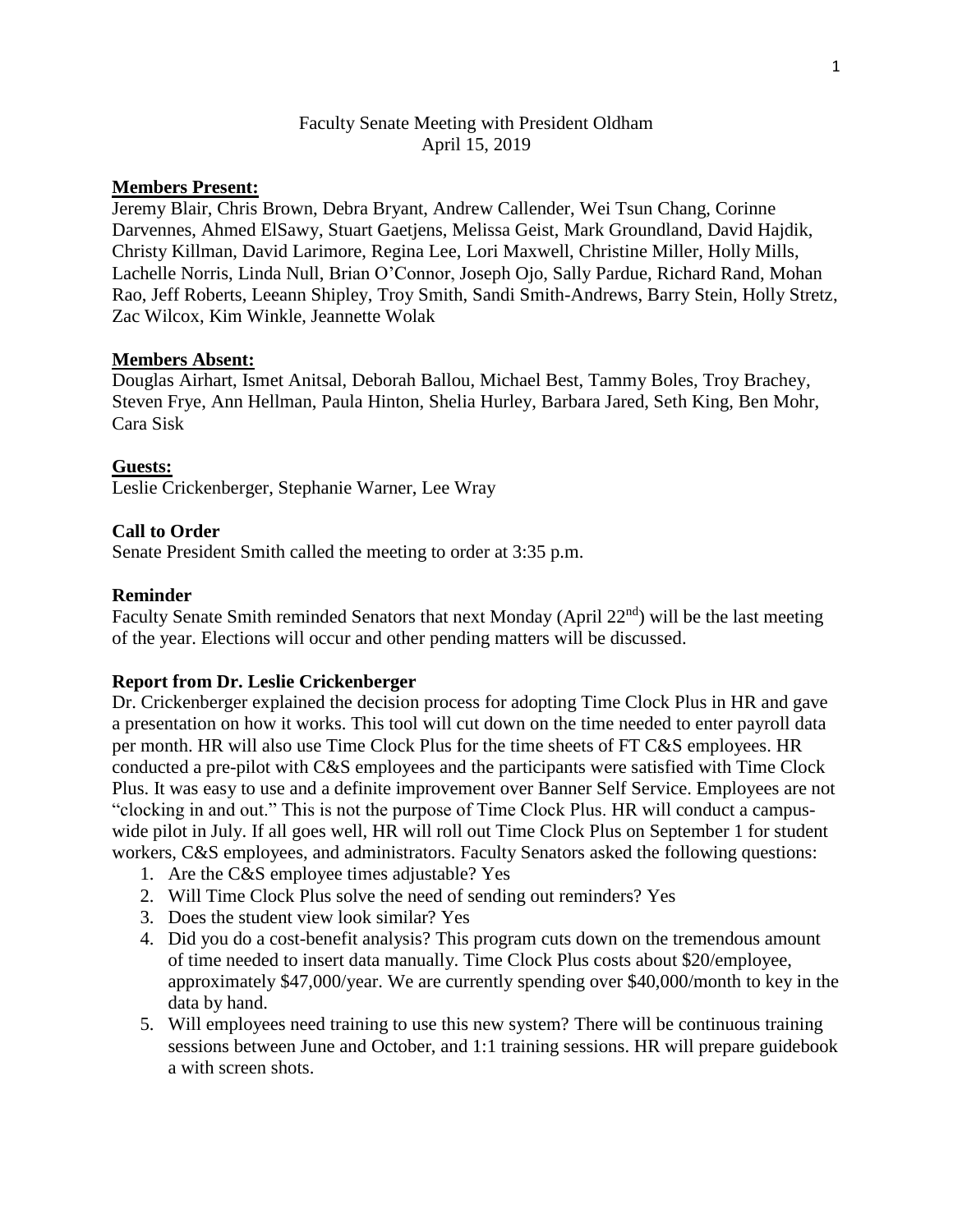Faculty Senate Meeting with President Oldham
April 15, 2019

**Members Present:**
Jeremy Blair, Chris Brown, Debra Bryant, Andrew Callender, Wei Tsun Chang, Corinne Darvennes, Ahmed ElSawy, Stuart Gaetjens, Melissa Geist, Mark Groundland, David Hajdik, Christy Killman, David Larimore, Regina Lee, Lori Maxwell, Christine Miller, Holly Mills, Lachelle Norris, Linda Null, Brian O'Connor, Joseph Ojo, Sally Pardue, Richard Rand, Mohan Rao, Jeff Roberts, Leeann Shipley, Troy Smith, Sandi Smith-Andrews, Barry Stein, Holly Stretz, Zac Wilcox, Kim Winkle, Jeannette Wolak

**Members Absent:**
Douglas Airhart, Ismet Anitsal, Deborah Ballou, Michael Best, Tammy Boles, Troy Brachey, Steven Frye, Ann Hellman, Paula Hinton, Shelia Hurley, Barbara Jared, Seth King, Ben Mohr, Cara Sisk

**Guests:**
Leslie Crickenberger, Stephanie Warner, Lee Wray

**Call to Order**
Senate President Smith called the meeting to order at 3:35 p.m.

**Reminder**
Faculty Senate Smith reminded Senators that next Monday (April 22nd) will be the last meeting of the year. Elections will occur and other pending matters will be discussed.

**Report from Dr. Leslie Crickenberger**
Dr. Crickenberger explained the decision process for adopting Time Clock Plus in HR and gave a presentation on how it works. This tool will cut down on the time needed to enter payroll data per month. HR will also use Time Clock Plus for the time sheets of FT C&S employees. HR conducted a pre-pilot with C&S employees and the participants were satisfied with Time Clock Plus. It was easy to use and a definite improvement over Banner Self Service. Employees are not "clocking in and out." This is not the purpose of Time Clock Plus. HR will conduct a campus-wide pilot in July. If all goes well, HR will roll out Time Clock Plus on September 1 for student workers, C&S employees, and administrators. Faculty Senators asked the following questions:

1. Are the C&S employee times adjustable? Yes
2. Will Time Clock Plus solve the need of sending out reminders? Yes
3. Does the student view look similar? Yes
4. Did you do a cost-benefit analysis? This program cuts down on the tremendous amount of time needed to insert data manually. Time Clock Plus costs about $20/employee, approximately $47,000/year. We are currently spending over $40,000/month to key in the data by hand.
5. Will employees need training to use this new system? There will be continuous training sessions between June and October, and 1:1 training sessions. HR will prepare guidebook a with screen shots.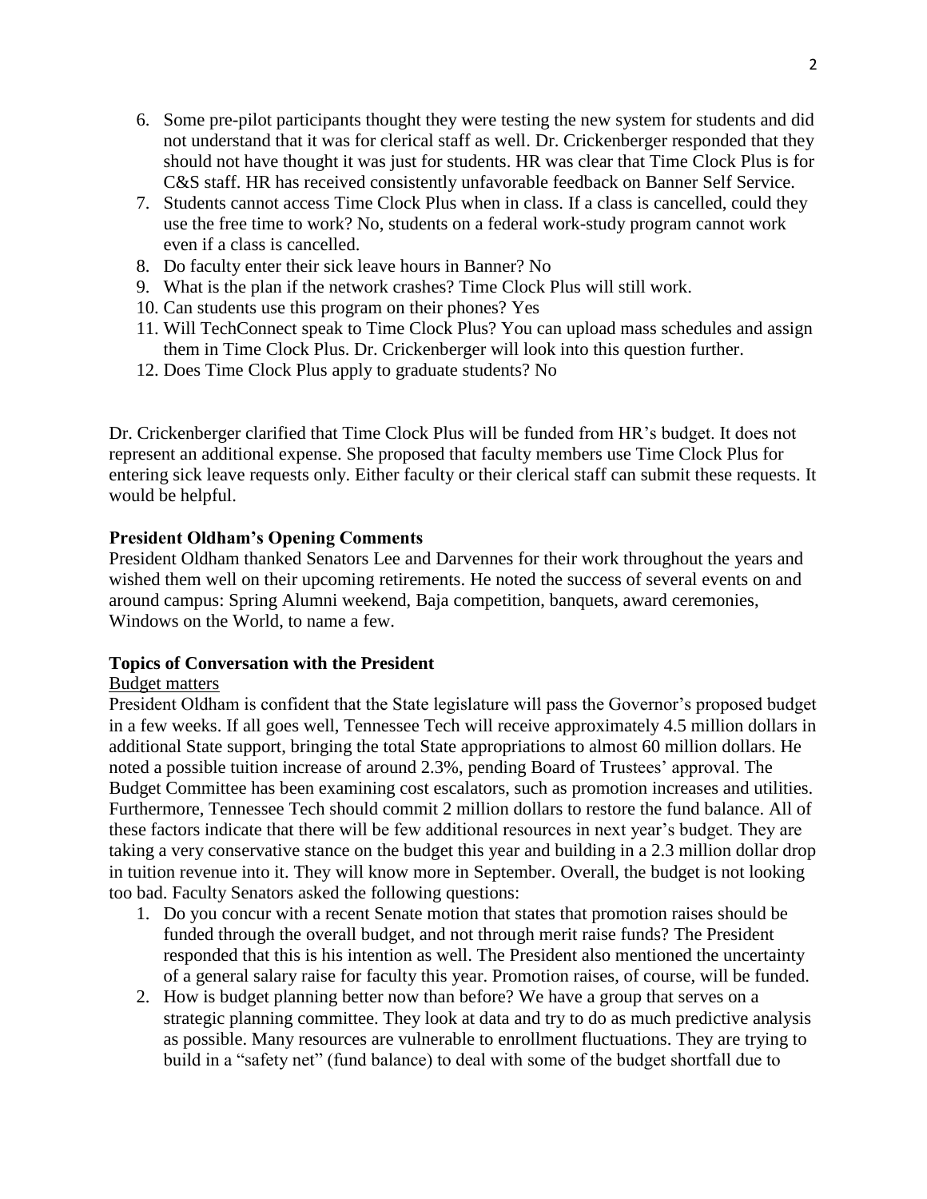6. Some pre-pilot participants thought they were testing the new system for students and did not understand that it was for clerical staff as well. Dr. Crickenberger responded that they should not have thought it was just for students. HR was clear that Time Clock Plus is for C&S staff. HR has received consistently unfavorable feedback on Banner Self Service.
7. Students cannot access Time Clock Plus when in class. If a class is cancelled, could they use the free time to work? No, students on a federal work-study program cannot work even if a class is cancelled.
8. Do faculty enter their sick leave hours in Banner? No
9. What is the plan if the network crashes? Time Clock Plus will still work.
10. Can students use this program on their phones? Yes
11. Will TechConnect speak to Time Clock Plus? You can upload mass schedules and assign them in Time Clock Plus. Dr. Crickenberger will look into this question further.
12. Does Time Clock Plus apply to graduate students? No

Dr. Crickenberger clarified that Time Clock Plus will be funded from HR's budget. It does not represent an additional expense. She proposed that faculty members use Time Clock Plus for entering sick leave requests only. Either faculty or their clerical staff can submit these requests. It would be helpful.

**President Oldham's Opening Comments**

President Oldham thanked Senators Lee and Darvennes for their work throughout the years and wished them well on their upcoming retirements. He noted the success of several events on and around campus: Spring Alumni weekend, Baja competition, banquets, award ceremonies, Windows on the World, to name a few.

**Topics of Conversation with the President**

Budget matters

President Oldham is confident that the State legislature will pass the Governor's proposed budget in a few weeks. If all goes well, Tennessee Tech will receive approximately 4.5 million dollars in additional State support, bringing the total State appropriations to almost 60 million dollars. He noted a possible tuition increase of around 2.3%, pending Board of Trustees' approval. The Budget Committee has been examining cost escalators, such as promotion increases and utilities. Furthermore, Tennessee Tech should commit 2 million dollars to restore the fund balance. All of these factors indicate that there will be few additional resources in next year's budget. They are taking a very conservative stance on the budget this year and building in a 2.3 million dollar drop in tuition revenue into it. They will know more in September. Overall, the budget is not looking too bad. Faculty Senators asked the following questions:

1. Do you concur with a recent Senate motion that states that promotion raises should be funded through the overall budget, and not through merit raise funds? The President responded that this is his intention as well. The President also mentioned the uncertainty of a general salary raise for faculty this year. Promotion raises, of course, will be funded.
2. How is budget planning better now than before? We have a group that serves on a strategic planning committee. They look at data and try to do as much predictive analysis as possible. Many resources are vulnerable to enrollment fluctuations. They are trying to build in a "safety net" (fund balance) to deal with some of the budget shortfall due to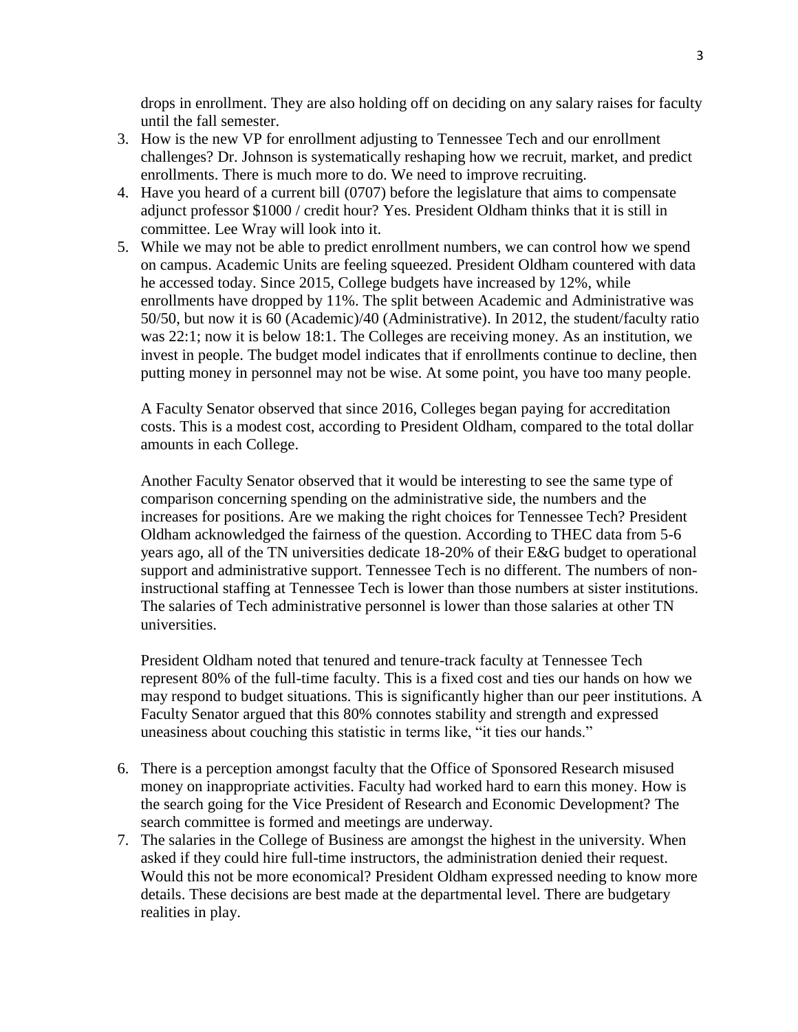drops in enrollment. They are also holding off on deciding on any salary raises for faculty until the fall semester.

3. How is the new VP for enrollment adjusting to Tennessee Tech and our enrollment challenges? Dr. Johnson is systematically reshaping how we recruit, market, and predict enrollments. There is much more to do. We need to improve recruiting.
4. Have you heard of a current bill (0707) before the legislature that aims to compensate adjunct professor $1000 / credit hour? Yes. President Oldham thinks that it is still in committee. Lee Wray will look into it.
5. While we may not be able to predict enrollment numbers, we can control how we spend on campus. Academic Units are feeling squeezed. President Oldham countered with data he accessed today. Since 2015, College budgets have increased by 12%, while enrollments have dropped by 11%. The split between Academic and Administrative was 50/50, but now it is 60 (Academic)/40 (Administrative). In 2012, the student/faculty ratio was 22:1; now it is below 18:1. The Colleges are receiving money. As an institution, we invest in people. The budget model indicates that if enrollments continue to decline, then putting money in personnel may not be wise. At some point, you have too many people.

   A Faculty Senator observed that since 2016, Colleges began paying for accreditation costs. This is a modest cost, according to President Oldham, compared to the total dollar amounts in each College.

   Another Faculty Senator observed that it would be interesting to see the same type of comparison concerning spending on the administrative side, the numbers and the increases for positions. Are we making the right choices for Tennessee Tech? President Oldham acknowledged the fairness of the question. According to THEC data from 5-6 years ago, all of the TN universities dedicate 18-20% of their E&G budget to operational support and administrative support. Tennessee Tech is no different. The numbers of non-instructional staffing at Tennessee Tech is lower than those numbers at sister institutions. The salaries of Tech administrative personnel is lower than those salaries at other TN universities.

   President Oldham noted that tenured and tenure-track faculty at Tennessee Tech represent 80% of the full-time faculty. This is a fixed cost and ties our hands on how we may respond to budget situations. This is significantly higher than our peer institutions. A Faculty Senator argued that this 80% connotes stability and strength and expressed uneasiness about couching this statistic in terms like, "it ties our hands."

6. There is a perception amongst faculty that the Office of Sponsored Research misused money on inappropriate activities. Faculty had worked hard to earn this money. How is the search going for the Vice President of Research and Economic Development? The search committee is formed and meetings are underway.
7. The salaries in the College of Business are amongst the highest in the university. When asked if they could hire full-time instructors, the administration denied their request. Would this not be more economical? President Oldham expressed needing to know more details. These decisions are best made at the departmental level. There are budgetary realities in play.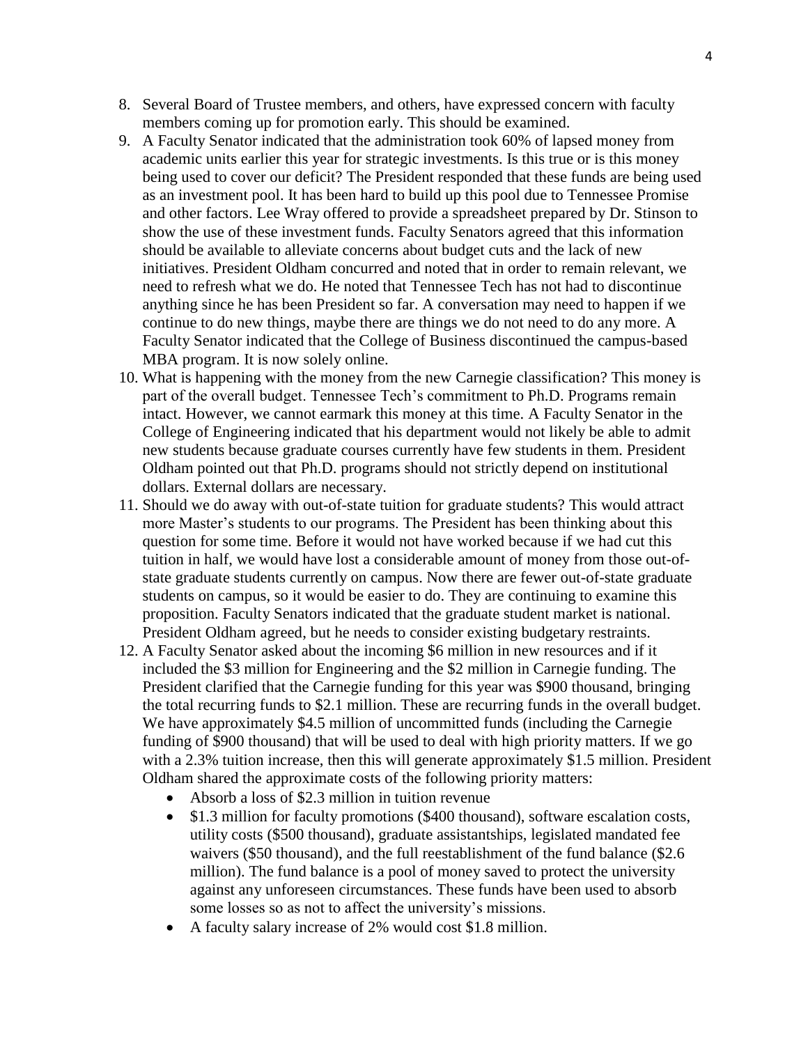8. Several Board of Trustee members, and others, have expressed concern with faculty members coming up for promotion early. This should be examined.
9. A Faculty Senator indicated that the administration took 60% of lapsed money from academic units earlier this year for strategic investments. Is this true or is this money being used to cover our deficit? The President responded that these funds are being used as an investment pool. It has been hard to build up this pool due to Tennessee Promise and other factors. Lee Wray offered to provide a spreadsheet prepared by Dr. Stinson to show the use of these investment funds. Faculty Senators agreed that this information should be available to alleviate concerns about budget cuts and the lack of new initiatives. President Oldham concurred and noted that in order to remain relevant, we need to refresh what we do. He noted that Tennessee Tech has not had to discontinue anything since he has been President so far. A conversation may need to happen if we continue to do new things, maybe there are things we do not need to do any more. A Faculty Senator indicated that the College of Business discontinued the campus-based MBA program. It is now solely online.
10. What is happening with the money from the new Carnegie classification? This money is part of the overall budget. Tennessee Tech's commitment to Ph.D. Programs remain intact. However, we cannot earmark this money at this time. A Faculty Senator in the College of Engineering indicated that his department would not likely be able to admit new students because graduate courses currently have few students in them. President Oldham pointed out that Ph.D. programs should not strictly depend on institutional dollars. External dollars are necessary.
11. Should we do away with out-of-state tuition for graduate students? This would attract more Master's students to our programs. The President has been thinking about this question for some time. Before it would not have worked because if we had cut this tuition in half, we would have lost a considerable amount of money from those out-of-state graduate students currently on campus. Now there are fewer out-of-state graduate students on campus, so it would be easier to do. They are continuing to examine this proposition. Faculty Senators indicated that the graduate student market is national. President Oldham agreed, but he needs to consider existing budgetary restraints.
12. A Faculty Senator asked about the incoming $6 million in new resources and if it included the $3 million for Engineering and the $2 million in Carnegie funding. The President clarified that the Carnegie funding for this year was $900 thousand, bringing the total recurring funds to $2.1 million. These are recurring funds in the overall budget. We have approximately $4.5 million of uncommitted funds (including the Carnegie funding of $900 thousand) that will be used to deal with high priority matters. If we go with a 2.3% tuition increase, then this will generate approximately $1.5 million. President Oldham shared the approximate costs of the following priority matters:
    - Absorb a loss of $2.3 million in tuition revenue
    - $1.3 million for faculty promotions ($400 thousand), software escalation costs, utility costs ($500 thousand), graduate assistantships, legislated mandated fee waivers ($50 thousand), and the full reestablishment of the fund balance ($2.6 million). The fund balance is a pool of money saved to protect the university against any unforeseen circumstances. These funds have been used to absorb some losses so as not to affect the university's missions.
    - A faculty salary increase of 2% would cost $1.8 million.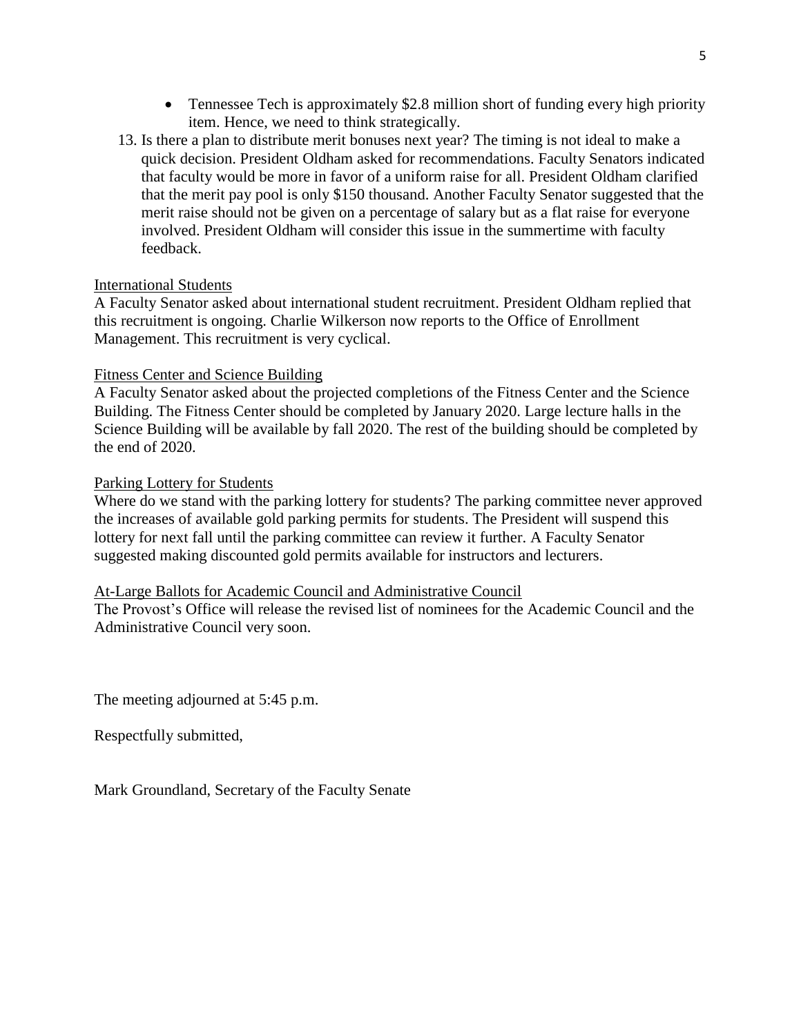- Tennessee Tech is approximately $2.8 million short of funding every high priority item. Hence, we need to think strategically.

13. Is there a plan to distribute merit bonuses next year? The timing is not ideal to make a quick decision. President Oldham asked for recommendations. Faculty Senators indicated that faculty would be more in favor of a uniform raise for all. President Oldham clarified that the merit pay pool is only $150 thousand. Another Faculty Senator suggested that the merit raise should not be given on a percentage of salary but as a flat raise for everyone involved. President Oldham will consider this issue in the summertime with faculty feedback.

<u>International Students</u>

A Faculty Senator asked about international student recruitment. President Oldham replied that this recruitment is ongoing. Charlie Wilkerson now reports to the Office of Enrollment Management. This recruitment is very cyclical.

<u>Fitness Center and Science Building</u>

A Faculty Senator asked about the projected completions of the Fitness Center and the Science Building. The Fitness Center should be completed by January 2020. Large lecture halls in the Science Building will be available by fall 2020. The rest of the building should be completed by the end of 2020.

<u>Parking Lottery for Students</u>

Where do we stand with the parking lottery for students? The parking committee never approved the increases of available gold parking permits for students. The President will suspend this lottery for next fall until the parking committee can review it further. A Faculty Senator suggested making discounted gold permits available for instructors and lecturers.

<u>At-Large Ballots for Academic Council and Administrative Council</u>

The Provost's Office will release the revised list of nominees for the Academic Council and the Administrative Council very soon.

The meeting adjourned at 5:45 p.m.

Respectfully submitted,

Mark Groundland, Secretary of the Faculty Senate